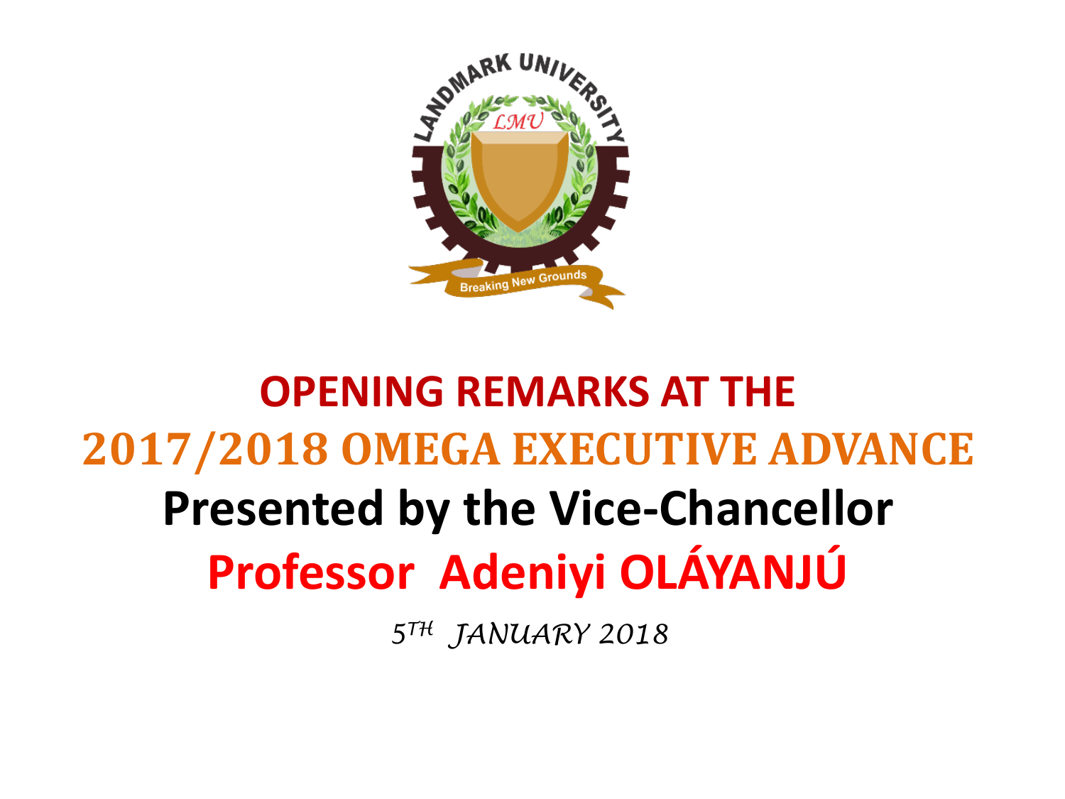# OPENING REMARKS AT THE

# 2017/2018 OMEGA EXECUTIVE ADVANCE

## Presented by the Vice-Chancellor

## Professor Adeniyi OLÁYANJÚ

*5TH JANUARY 2018*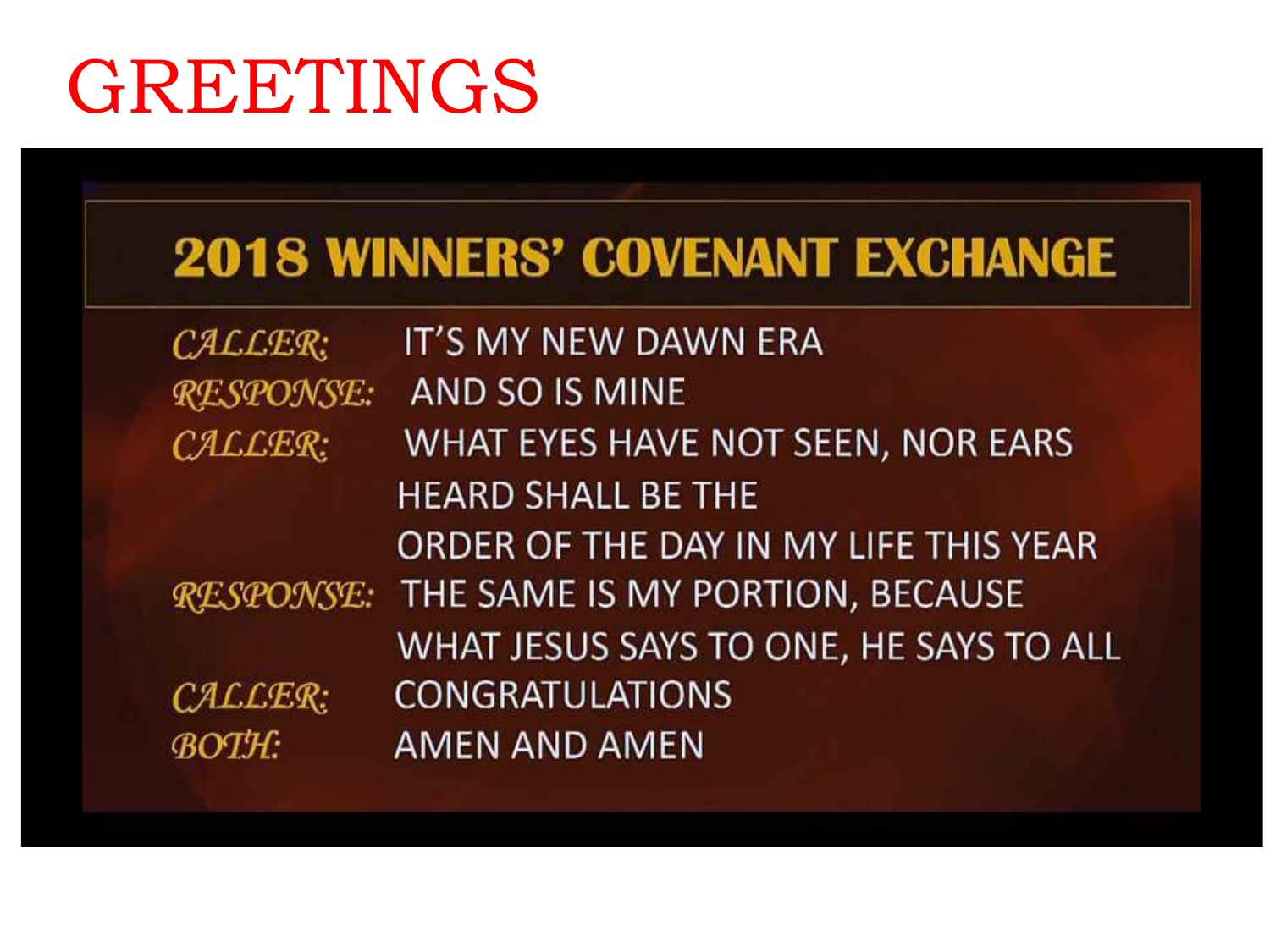# GREETINGS

## 2018 WINNERS' COVENANT EXCHANGE

*CALLER:* IT'S MY NEW DAWN ERA

*RESPONSE:* AND SO IS MINE

*CALLER:* WHAT EYES HAVE NOT SEEN, NOR EARS HEARD SHALL BE THE ORDER OF THE DAY IN MY LIFE THIS YEAR

*RESPONSE:* THE SAME IS MY PORTION, BECAUSE WHAT JESUS SAYS TO ONE, HE SAYS TO ALL

*CALLER:* CONGRATULATIONS

*BOTH:* AMEN AND AMEN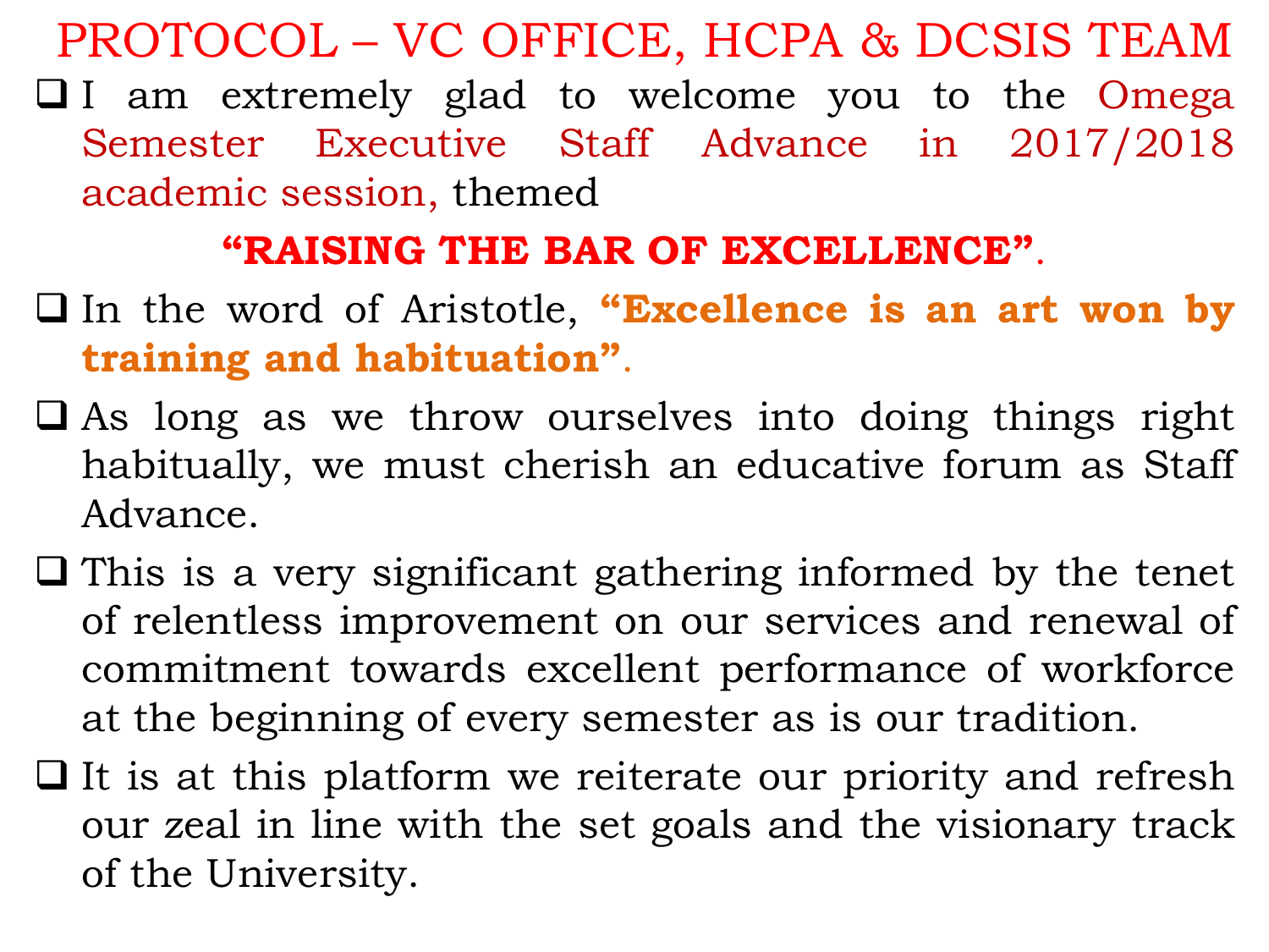# PROTOCOL – VC OFFICE, HCPA & DCSIS TEAM

- I am extremely glad to welcome you to the Omega Semester Executive Staff Advance in 2017/2018 academic session, themed

  **"RAISING THE BAR OF EXCELLENCE"**.

- In the word of Aristotle, **"Excellence is an art won by training and habituation"**.
- As long as we throw ourselves into doing things right habitually, we must cherish an educative forum as Staff Advance.
- This is a very significant gathering informed by the tenet of relentless improvement on our services and renewal of commitment towards excellent performance of workforce at the beginning of every semester as is our tradition.
- It is at this platform we reiterate our priority and refresh our zeal in line with the set goals and the visionary track of the University.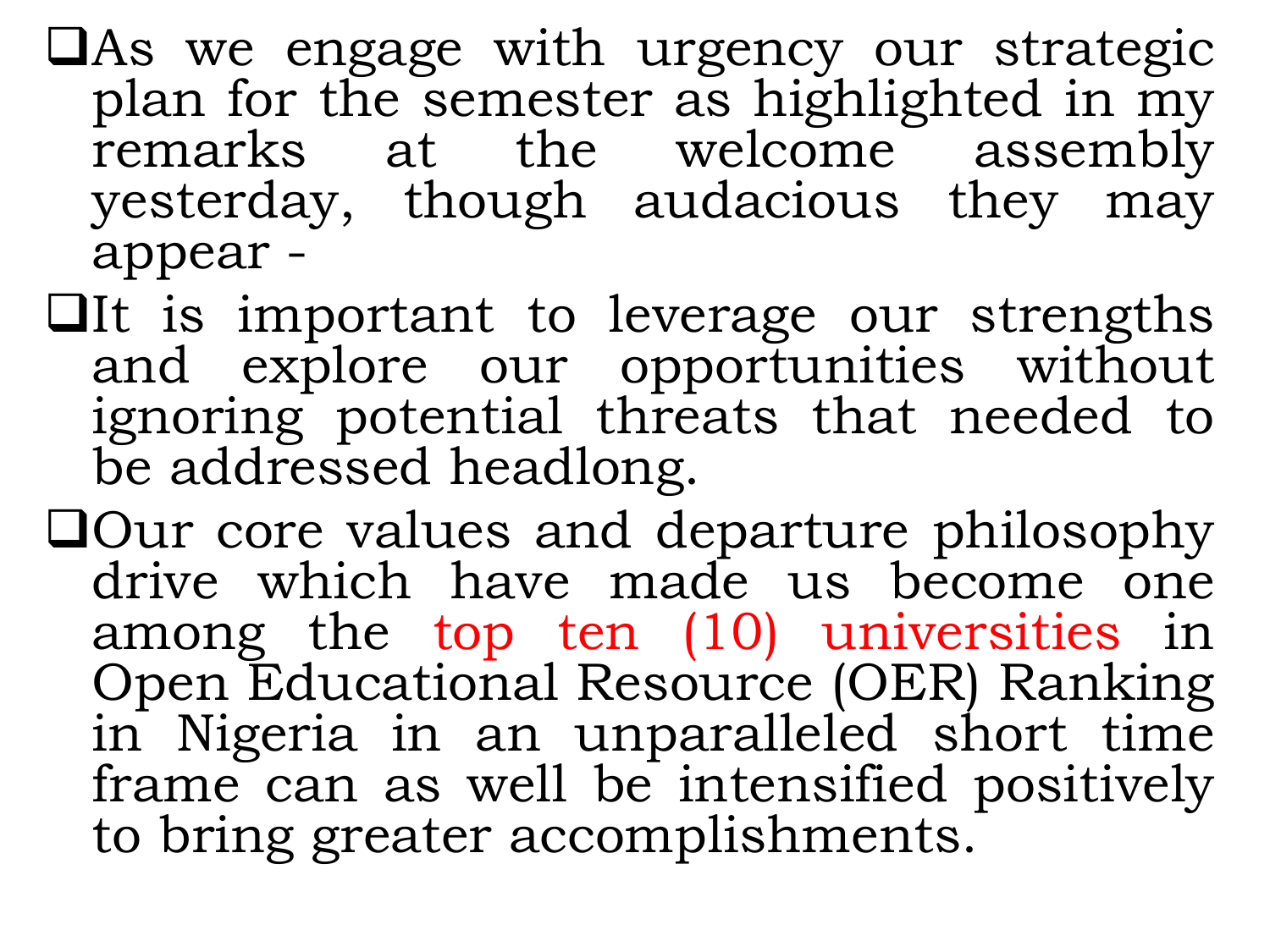- As we engage with urgency our strategic plan for the semester as highlighted in my remarks at the welcome assembly yesterday, though audacious they may appear -
- It is important to leverage our strengths and explore our opportunities without ignoring potential threats that needed to be addressed headlong.
- Our core values and departure philosophy drive which have made us become one among the top ten (10) universities in Open Educational Resource (OER) Ranking in Nigeria in an unparalleled short time frame can as well be intensified positively to bring greater accomplishments.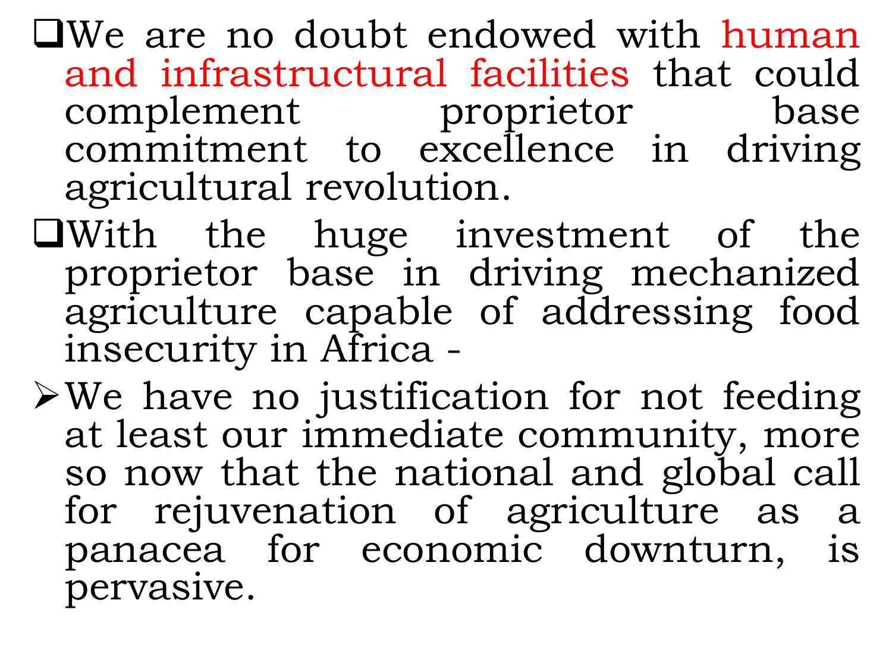- We are no doubt endowed with human and infrastructural facilities that could complement proprietor base commitment to excellence in driving agricultural revolution.
- With the huge investment of the proprietor base in driving mechanized agriculture capable of addressing food insecurity in Africa -
  - We have no justification for not feeding at least our immediate community, more so now that the national and global call for rejuvenation of agriculture as a panacea for economic downturn, is pervasive.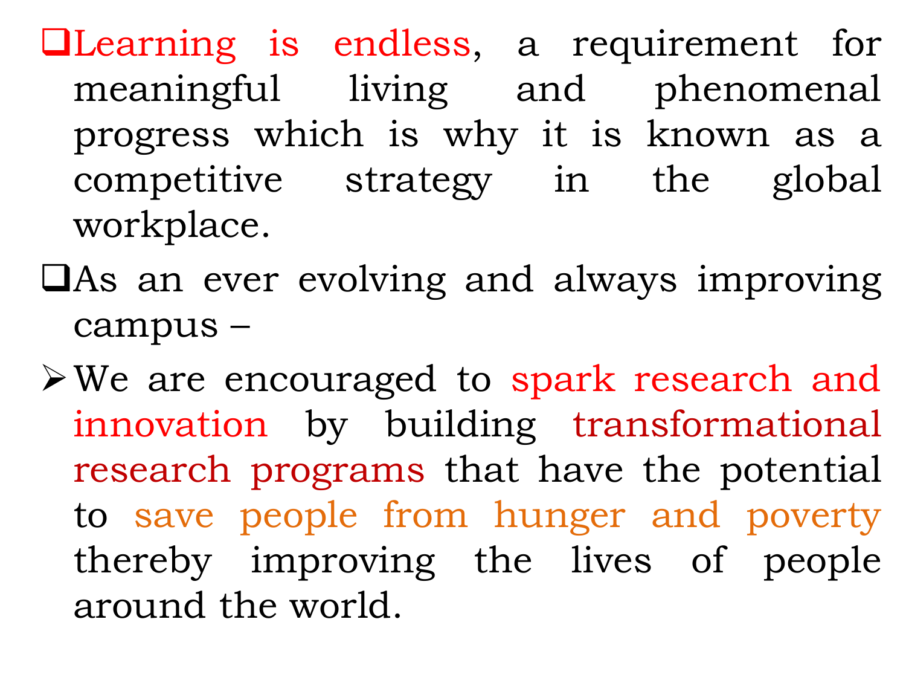- Learning is endless, a requirement for meaningful living and phenomenal progress which is why it is known as a competitive strategy in the global workplace.
- As an ever evolving and always improving campus –
  - We are encouraged to spark research and innovation by building transformational research programs that have the potential to save people from hunger and poverty thereby improving the lives of people around the world.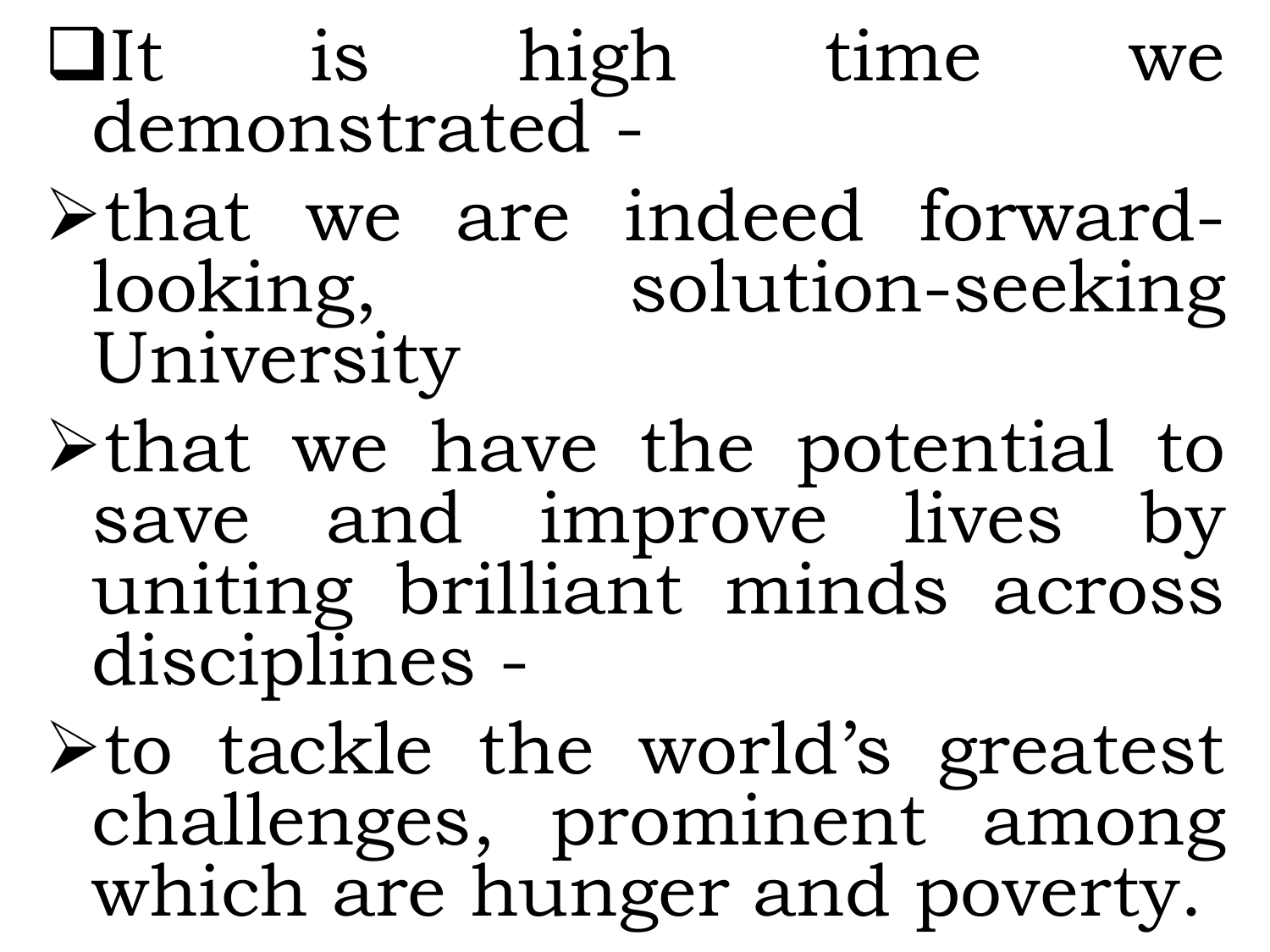- It is high time we demonstrated -
  - that we are indeed forward-looking, solution-seeking University
  - that we have the potential to save and improve lives by uniting brilliant minds across disciplines -
  - to tackle the world's greatest challenges, prominent among which are hunger and poverty.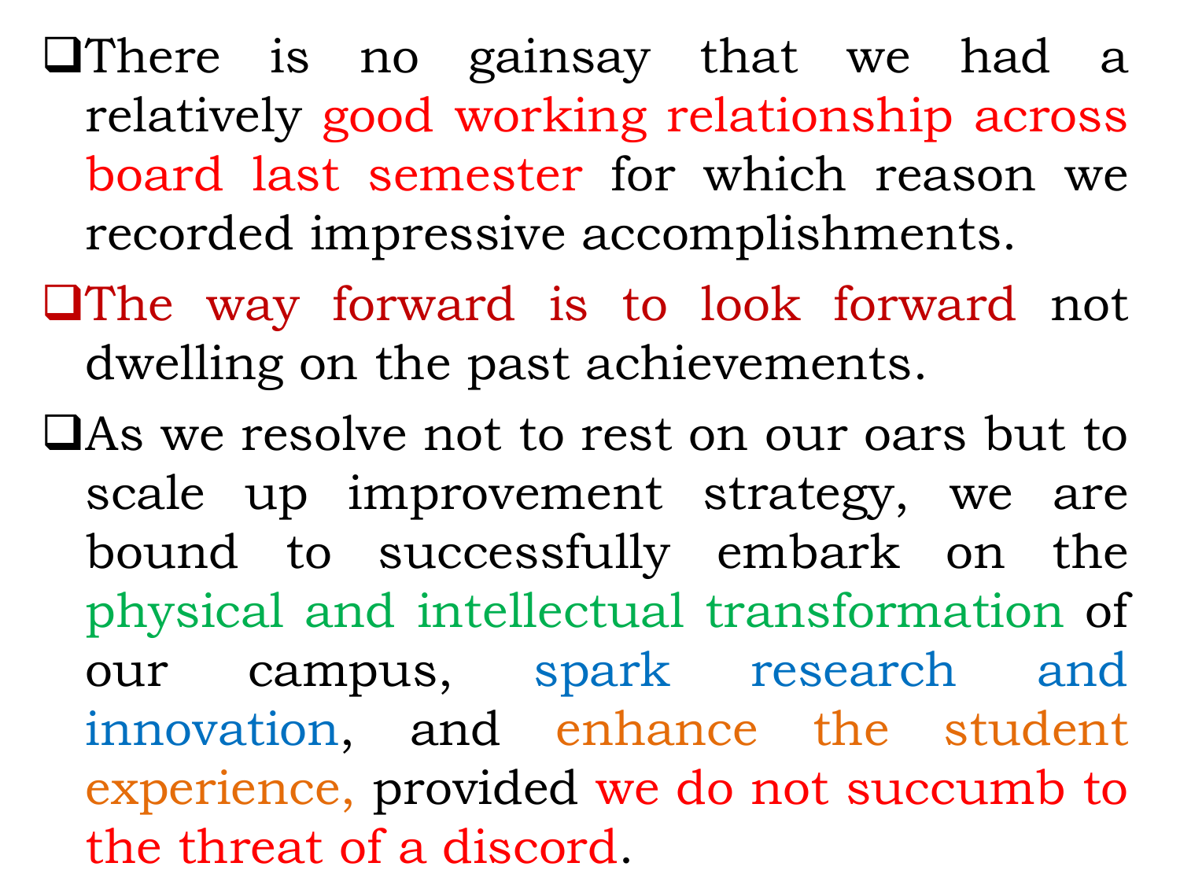- There is no gainsay that we had a relatively good working relationship across board last semester for which reason we recorded impressive accomplishments.
- The way forward is to look forward not dwelling on the past achievements.
- As we resolve not to rest on our oars but to scale up improvement strategy, we are bound to successfully embark on the physical and intellectual transformation of our campus, spark research and innovation, and enhance the student experience, provided we do not succumb to the threat of a discord.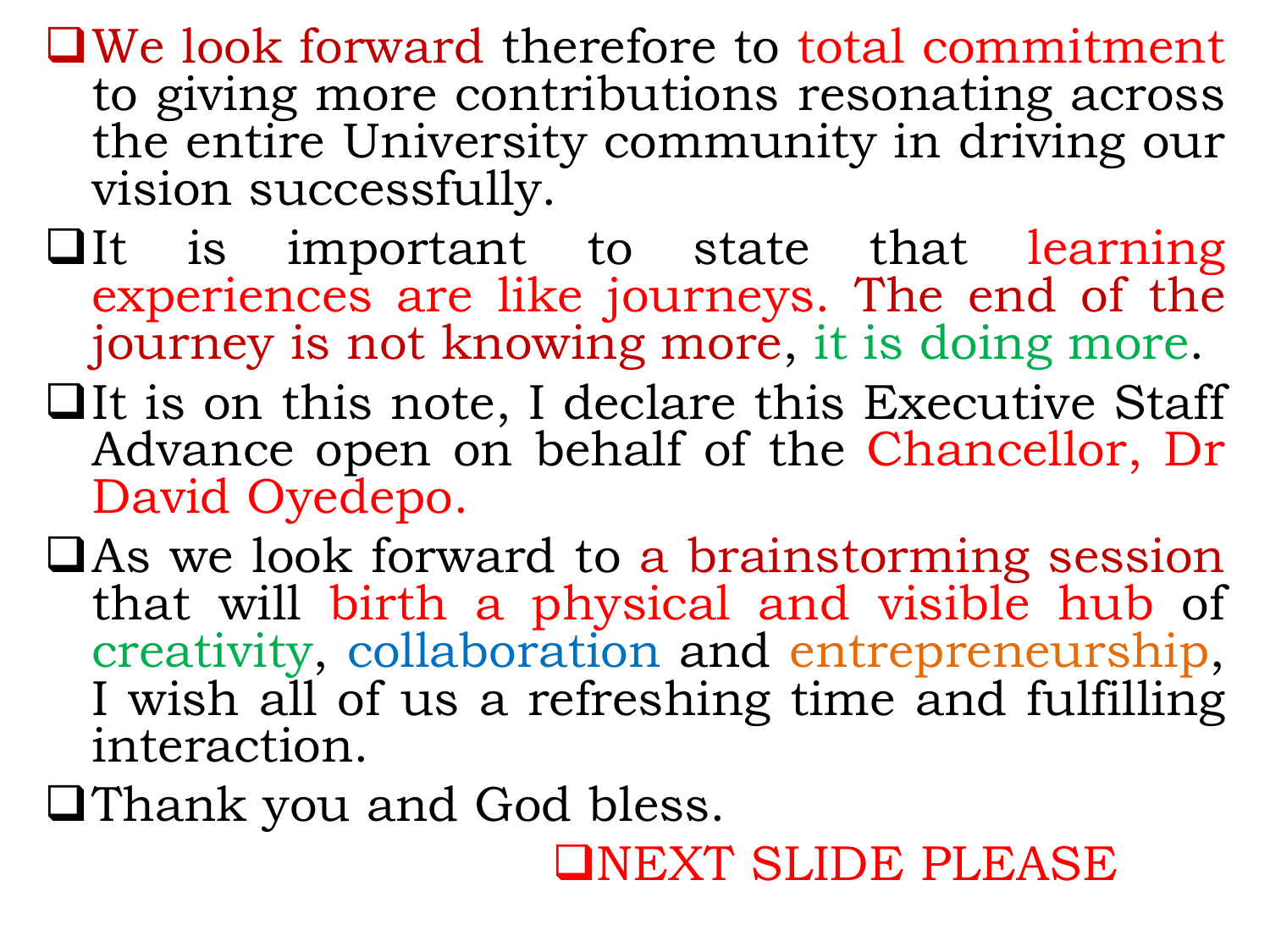- We look forward therefore to total commitment to giving more contributions resonating across the entire University community in driving our vision successfully.
- It is important to state that learning experiences are like journeys. The end of the journey is not knowing more, it is doing more.
- It is on this note, I declare this Executive Staff Advance open on behalf of the Chancellor, Dr David Oyedepo.
- As we look forward to a brainstorming session that will birth a physical and visible hub of creativity, collaboration and entrepreneurship, I wish all of us a refreshing time and fulfilling interaction.
- Thank you and God bless.

- NEXT SLIDE PLEASE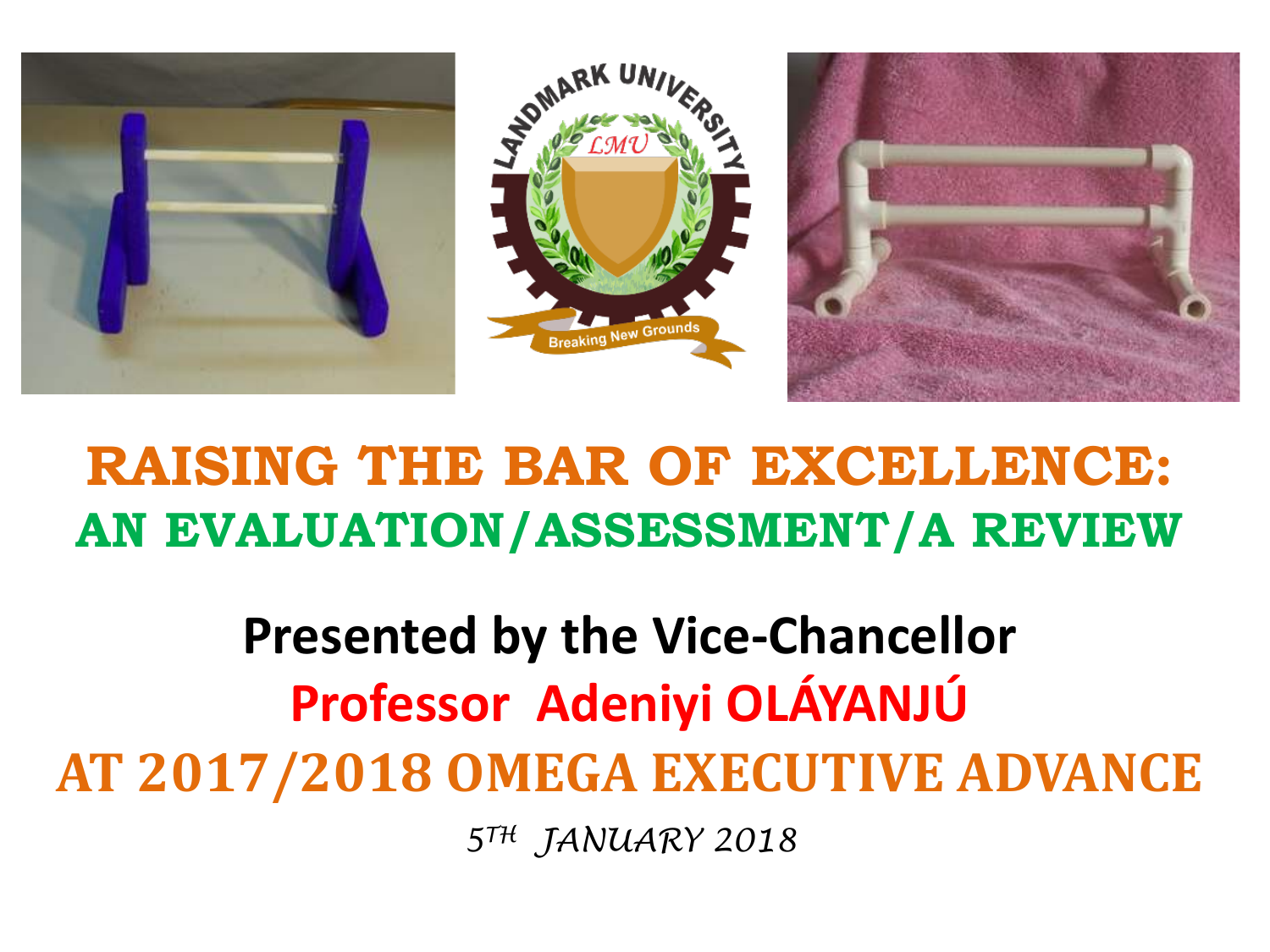# RAISING THE BAR OF EXCELLENCE:

## AN EVALUATION/ASSESSMENT/A REVIEW

**Presented by the Vice-Chancellor**

**Professor Adeniyi OLÁYANJÚ**

**AT 2017/2018 OMEGA EXECUTIVE ADVANCE**

*5TH JANUARY 2018*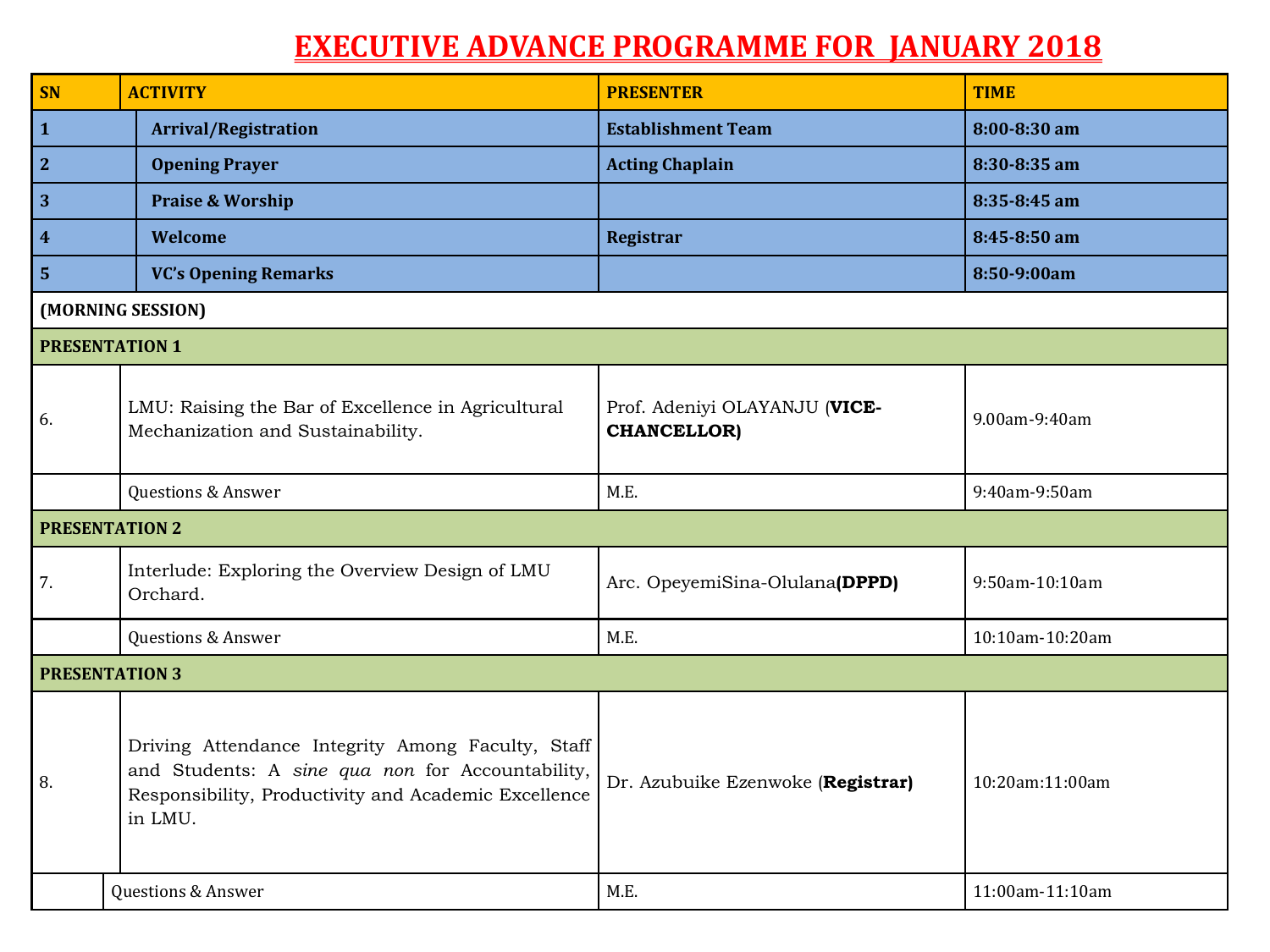# EXECUTIVE ADVANCE PROGRAMME FOR JANUARY 2018

| SN | ACTIVITY | PRESENTER | TIME |
|---|---|---|---|
| **1** | **Arrival/Registration** | **Establishment Team** | **8:00-8:30 am** |
| **2** | **Opening Prayer** | **Acting Chaplain** | **8:30-8:35 am** |
| **3** | **Praise & Worship** | | **8:35-8:45 am** |
| **4** | **Welcome** | **Registrar** | **8:45-8:50 am** |
| **5** | **VC's Opening Remarks** | | **8:50-9:00am** |
| **(MORNING SESSION)** | | | |
| **PRESENTATION 1** | | | |
| 6. | LMU: Raising the Bar of Excellence in Agricultural Mechanization and Sustainability. | Prof. Adeniyi OLAYANJU (**VICE-CHANCELLOR)** | 9.00am-9:40am |
| | Questions & Answer | M.E. | 9:40am-9:50am |
| **PRESENTATION 2** | | | |
| 7. | Interlude: Exploring the Overview Design of LMU Orchard. | Arc. OpeyemiSina-Olulana**(DPPD)** | 9:50am-10:10am |
| | Questions & Answer | M.E. | 10:10am-10:20am |
| **PRESENTATION 3** | | | |
| 8. | Driving Attendance Integrity Among Faculty, Staff and Students: A *sine qua non* for Accountability, Responsibility, Productivity and Academic Excellence in LMU. | Dr. Azubuike Ezenwoke (**Registrar)** | 10:20am:11:00am |
| | Questions & Answer | M.E. | 11:00am-11:10am |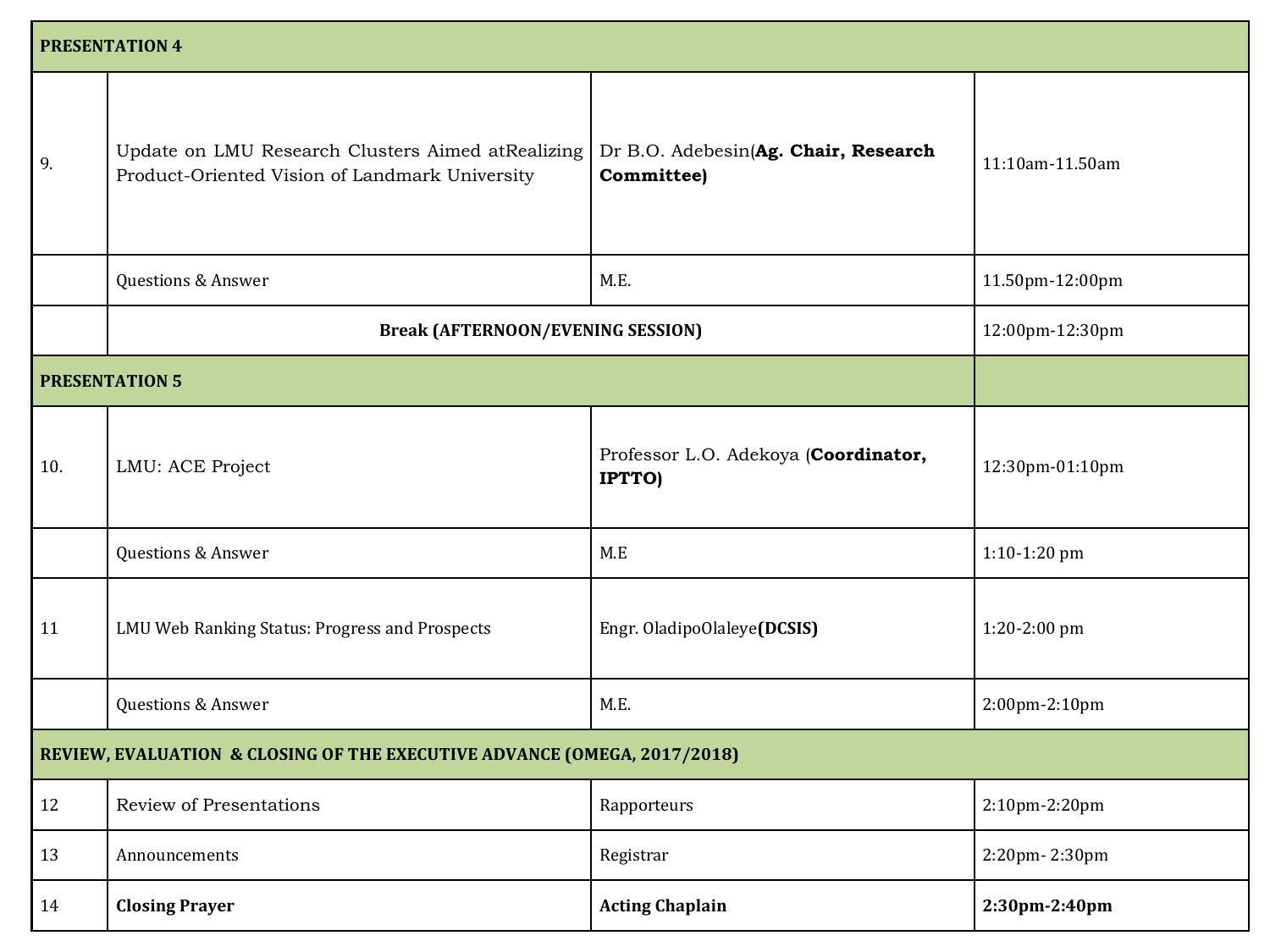| | | | |
|---|---|---|---|
| **PRESENTATION 4** | | | |
| 9. | Update on LMU Research Clusters Aimed atRealizing Product-Oriented Vision of Landmark University | Dr B.O. Adebesin(**Ag. Chair, Research Committee)** | 11:10am-11.50am |
| | Questions & Answer | M.E. | 11.50pm-12:00pm |
| | **Break (AFTERNOON/EVENING SESSION)** | | 12:00pm-12:30pm |
| **PRESENTATION 5** | | | |
| 10. | LMU: ACE Project | Professor L.O. Adekoya (**Coordinator, IPTTO)** | 12:30pm-01:10pm |
| | Questions & Answer | M.E | 1:10-1:20 pm |
| 11 | LMU Web Ranking Status: Progress and Prospects | Engr. OladipoOlaleye**(DCSIS)** | 1:20-2:00 pm |
| | Questions & Answer | M.E. | 2:00pm-2:10pm |
| **REVIEW, EVALUATION & CLOSING OF THE EXECUTIVE ADVANCE (OMEGA, 2017/2018)** | | | |
| 12 | Review of Presentations | Rapporteurs | 2:10pm-2:20pm |
| 13 | Announcements | Registrar | 2:20pm- 2:30pm |
| 14 | **Closing Prayer** | **Acting Chaplain** | **2:30pm-2:40pm** |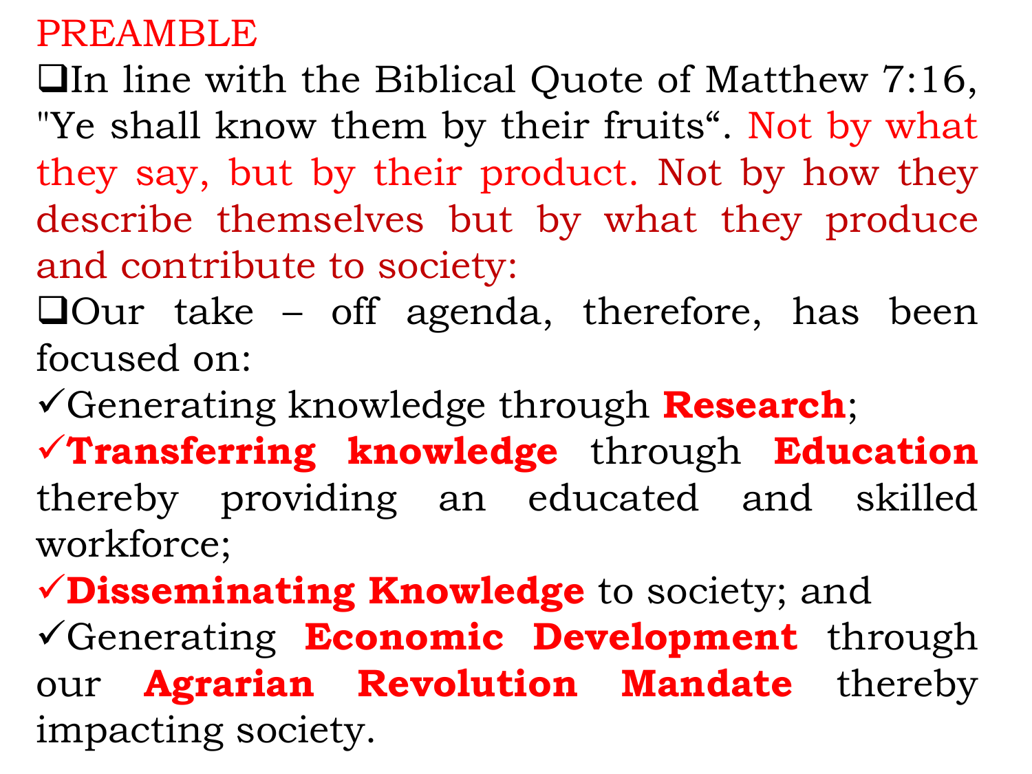# PREAMBLE

- In line with the Biblical Quote of Matthew 7:16, "Ye shall know them by their fruits". Not by what they say, but by their product. Not by how they describe themselves but by what they produce and contribute to society:
- Our take – off agenda, therefore, has been focused on:
  - ✓Generating knowledge through **Research**;
  - ✓**Transferring knowledge** through **Education** thereby providing an educated and skilled workforce;
  - ✓**Disseminating Knowledge** to society; and
  - ✓Generating **Economic Development** through our **Agrarian Revolution Mandate** thereby impacting society.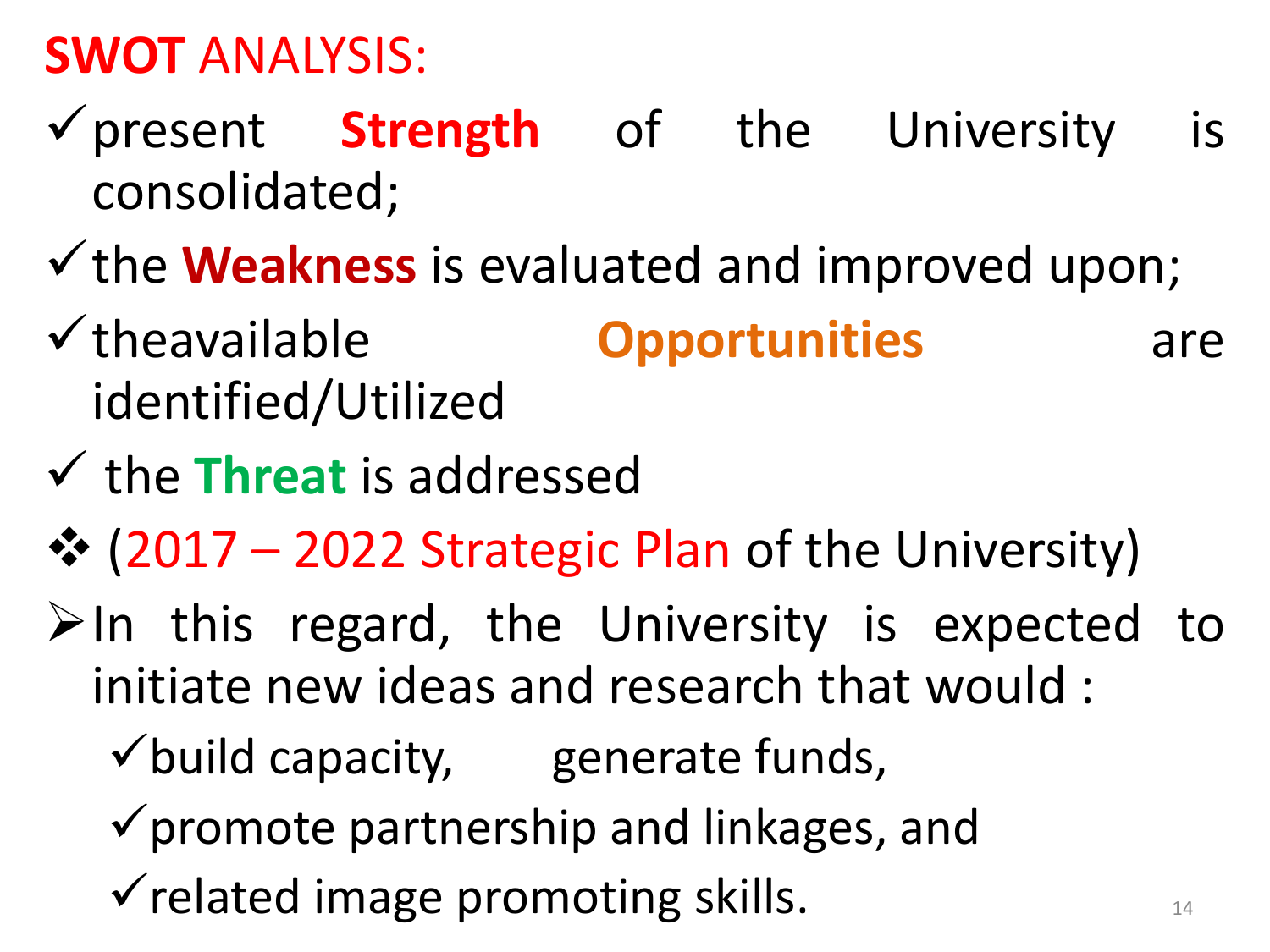## **SWOT** ANALYSIS:

- ✓ present **Strength** of the University is consolidated;
- ✓ the **Weakness** is evaluated and improved upon;
- ✓ theavailable **Opportunities** are identified/Utilized
- ✓ the **Threat** is addressed

❖ (2017 – 2022 Strategic Plan of the University)

➢ In this regard, the University is expected to initiate new ideas and research that would :

- ✓ build capacity, generate funds,
- ✓ promote partnership and linkages, and
- ✓ related image promoting skills.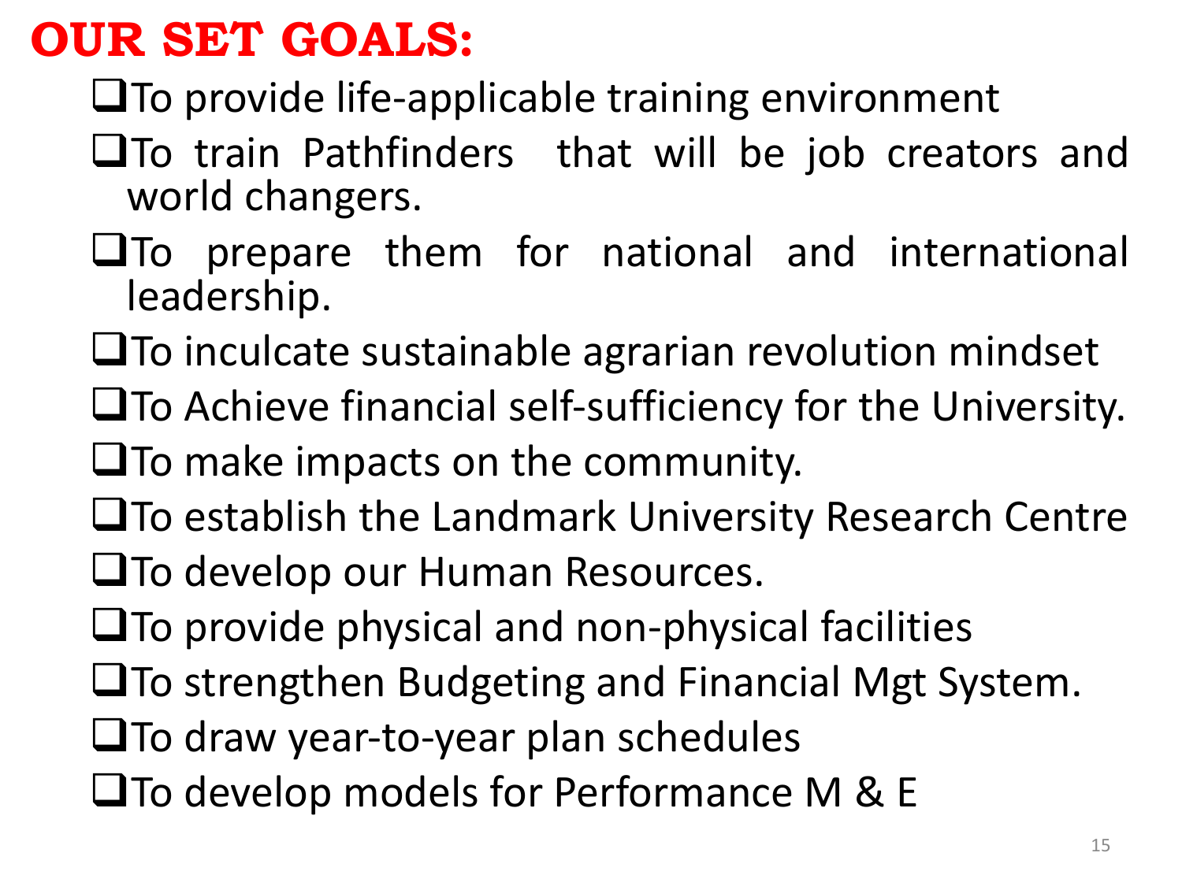# OUR SET GOALS:

- To provide life-applicable training environment
- To train Pathfinders that will be job creators and world changers.
- To prepare them for national and international leadership.
- To inculcate sustainable agrarian revolution mindset
- To Achieve financial self-sufficiency for the University.
- To make impacts on the community.
- To establish the Landmark University Research Centre
- To develop our Human Resources.
- To provide physical and non-physical facilities
- To strengthen Budgeting and Financial Mgt System.
- To draw year-to-year plan schedules
- To develop models for Performance M & E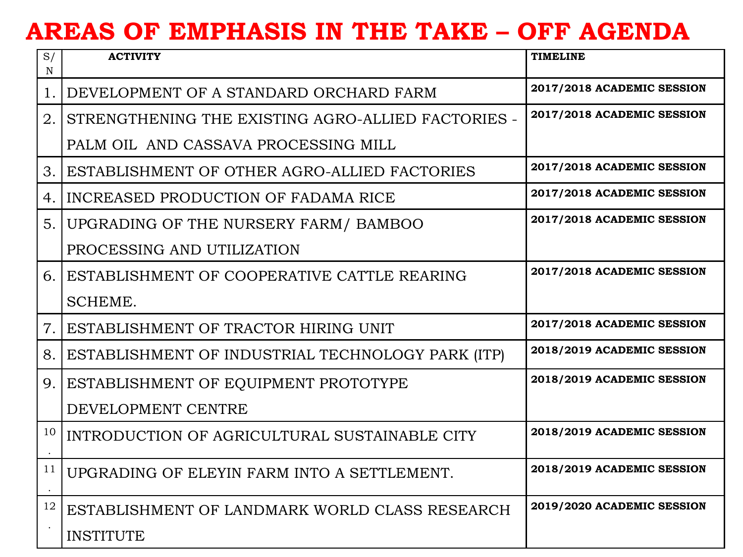# AREAS OF EMPHASIS IN THE TAKE – OFF AGENDA

| S/N | ACTIVITY | TIMELINE |
|---|---|---|
| 1. | DEVELOPMENT OF A STANDARD ORCHARD FARM | 2017/2018 ACADEMIC SESSION |
| 2. | STRENGTHENING THE EXISTING AGRO-ALLIED FACTORIES - PALM OIL AND CASSAVA PROCESSING MILL | 2017/2018 ACADEMIC SESSION |
| 3. | ESTABLISHMENT OF OTHER AGRO-ALLIED FACTORIES | 2017/2018 ACADEMIC SESSION |
| 4. | INCREASED PRODUCTION OF FADAMA RICE | 2017/2018 ACADEMIC SESSION |
| 5. | UPGRADING OF THE NURSERY FARM/ BAMBOO PROCESSING AND UTILIZATION | 2017/2018 ACADEMIC SESSION |
| 6. | ESTABLISHMENT OF COOPERATIVE CATTLE REARING SCHEME. | 2017/2018 ACADEMIC SESSION |
| 7. | ESTABLISHMENT OF TRACTOR HIRING UNIT | 2017/2018 ACADEMIC SESSION |
| 8. | ESTABLISHMENT OF INDUSTRIAL TECHNOLOGY PARK (ITP) | 2018/2019 ACADEMIC SESSION |
| 9. | ESTABLISHMENT OF EQUIPMENT PROTOTYPE DEVELOPMENT CENTRE | 2018/2019 ACADEMIC SESSION |
| 10. | INTRODUCTION OF AGRICULTURAL SUSTAINABLE CITY | 2018/2019 ACADEMIC SESSION |
| 11. | UPGRADING OF ELEYIN FARM INTO A SETTLEMENT. | 2018/2019 ACADEMIC SESSION |
| 12. | ESTABLISHMENT OF LANDMARK WORLD CLASS RESEARCH INSTITUTE | 2019/2020 ACADEMIC SESSION |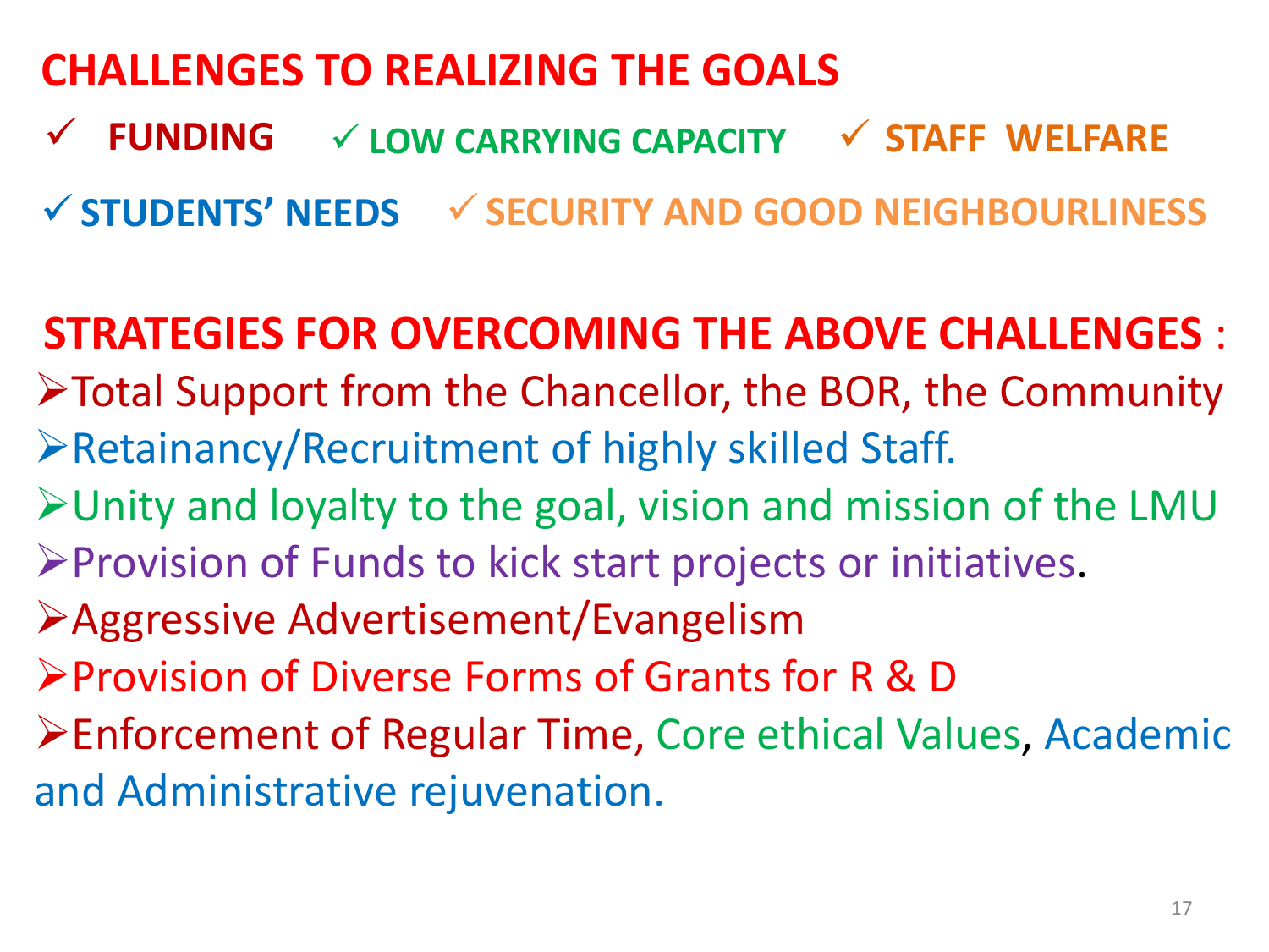## CHALLENGES TO REALIZING THE GOALS

- ✓ FUNDING
- ✓ LOW CARRYING CAPACITY
- ✓ STAFF WELFARE
- ✓ STUDENTS' NEEDS
- ✓ SECURITY AND GOOD NEIGHBOURLINESS

## STRATEGIES FOR OVERCOMING THE ABOVE CHALLENGES :

- Total Support from the Chancellor, the BOR, the Community
- Retainancy/Recruitment of highly skilled Staff.
- Unity and loyalty to the goal, vision and mission of the LMU
- Provision of Funds to kick start projects or initiatives.
- Aggressive Advertisement/Evangelism
- Provision of Diverse Forms of Grants for R & D
- Enforcement of Regular Time, Core ethical Values, Academic and Administrative rejuvenation.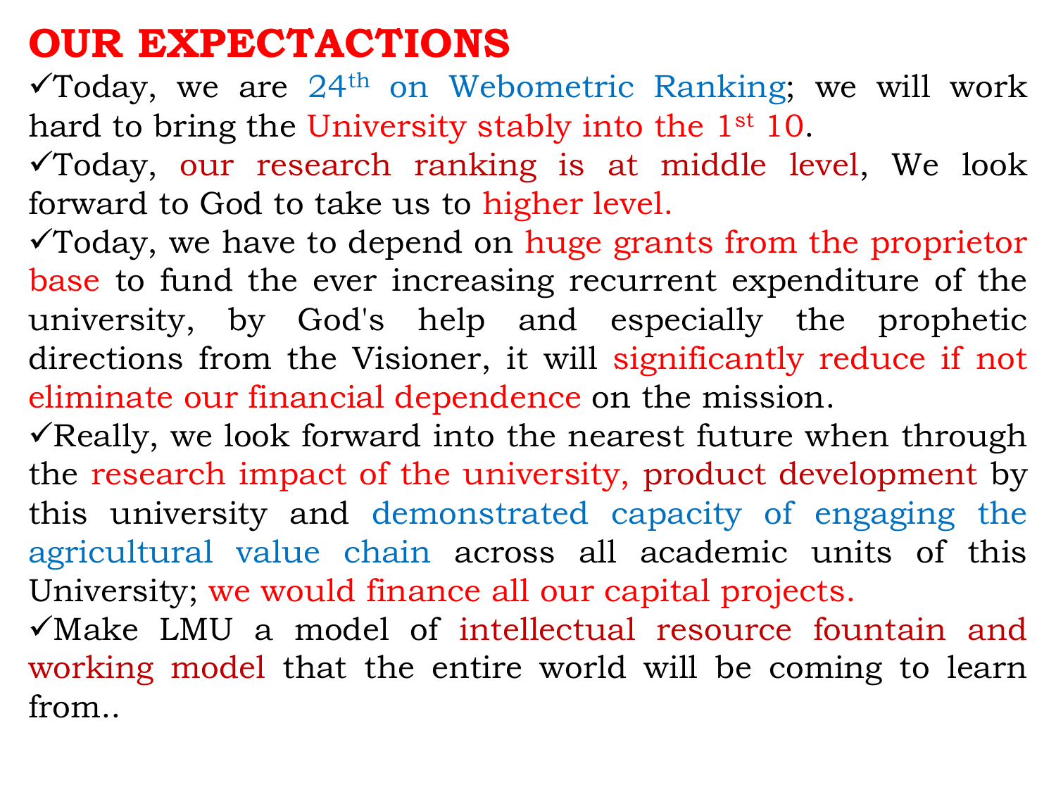# OUR EXPECTACTIONS

- ✓Today, we are 24th on Webometric Ranking; we will work hard to bring the University stably into the 1st 10.
- ✓Today, our research ranking is at middle level, We look forward to God to take us to higher level.
- ✓Today, we have to depend on huge grants from the proprietor base to fund the ever increasing recurrent expenditure of the university, by God's help and especially the prophetic directions from the Visioner, it will significantly reduce if not eliminate our financial dependence on the mission.
- ✓Really, we look forward into the nearest future when through the research impact of the university, product development by this university and demonstrated capacity of engaging the agricultural value chain across all academic units of this University; we would finance all our capital projects.
- ✓Make LMU a model of intellectual resource fountain and working model that the entire world will be coming to learn from..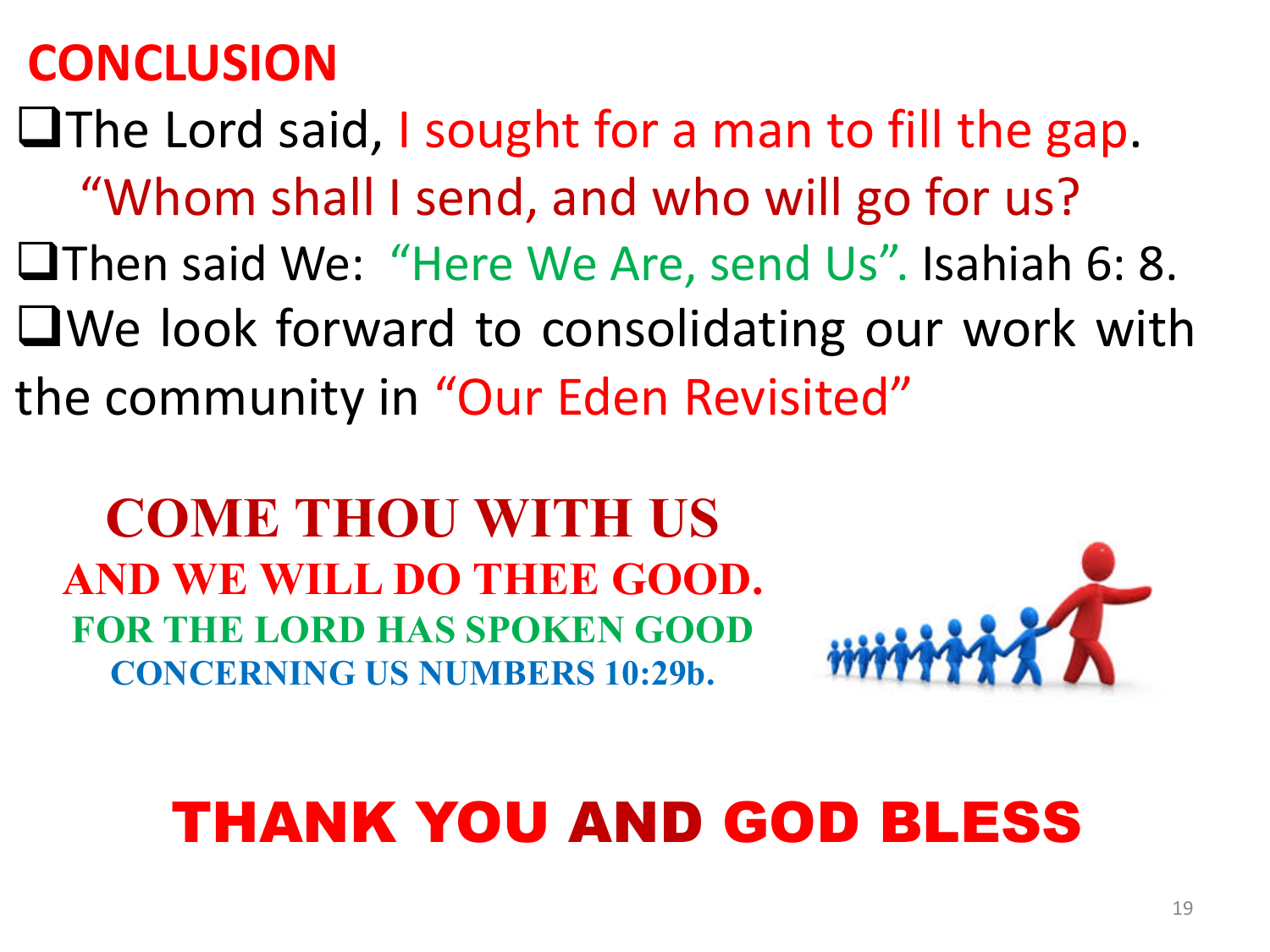## CONCLUSION

- The Lord said, I sought for a man to fill the gap. "Whom shall I send, and who will go for us?
- Then said We: "Here We Are, send Us". Isahiah 6: 8.
- We look forward to consolidating our work with the community in "Our Eden Revisited"

**COME THOU WITH US**
**AND WE WILL DO THEE GOOD.**
**FOR THE LORD HAS SPOKEN GOOD CONCERNING US NUMBERS 10:29b.**

# THANK YOU AND GOD BLESS